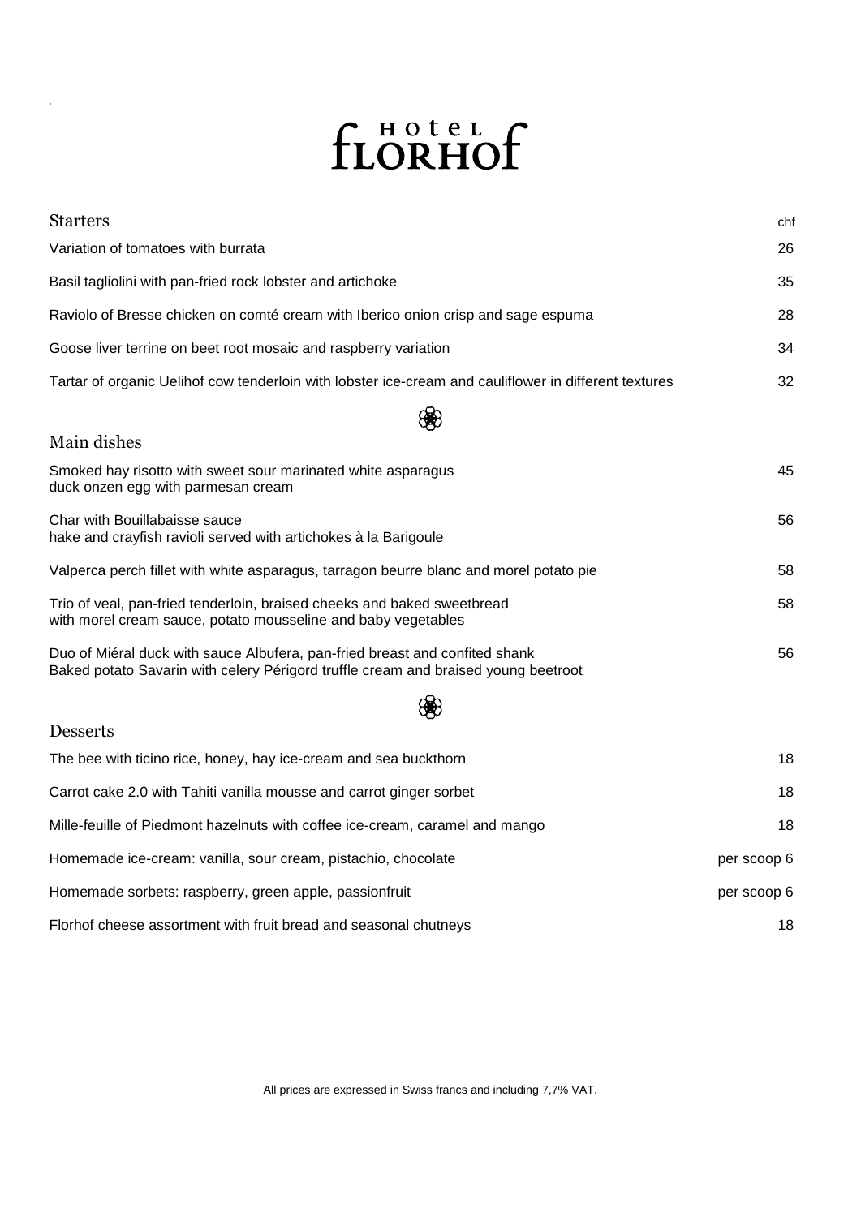# Hotel Florhof

| Starters | chf |
|---|---|
| Variation of tomatoes with burrata | 26 |
| Basil tagliolini with pan-fried rock lobster and artichoke | 35 |
| Raviolo of Bresse chicken on comté cream with Iberico onion crisp and sage espuma | 28 |
| Goose liver terrine on beet root mosaic and raspberry variation | 34 |
| Tartar of organic Uelihof cow tenderloin with lobster ice-cream and cauliflower in different textures | 32 |

## Main dishes

| | |
|---|---|
| Smoked hay risotto with sweet sour marinated white asparagus duck onzen egg with parmesan cream | 45 |
| Char with Bouillabaisse sauce hake and crayfish ravioli served with artichokes à la Barigoule | 56 |
| Valperca perch fillet with white asparagus, tarragon beurre blanc and morel potato pie | 58 |
| Trio of veal, pan-fried tenderloin, braised cheeks and baked sweetbread with morel cream sauce, potato mousseline and baby vegetables | 58 |
| Duo of Miéral duck with sauce Albufera, pan-fried breast and confited shank Baked potato Savarin with celery Périgord truffle cream and braised young beetroot | 56 |

## Desserts

| | |
|---|---|
| The bee with ticino rice, honey, hay ice-cream and sea buckthorn | 18 |
| Carrot cake 2.0 with Tahiti vanilla mousse and carrot ginger sorbet | 18 |
| Mille-feuille of Piedmont hazelnuts with coffee ice-cream, caramel and mango | 18 |
| Homemade ice-cream: vanilla, sour cream, pistachio, chocolate | per scoop 6 |
| Homemade sorbets: raspberry, green apple, passionfruit | per scoop 6 |
| Florhof cheese assortment with fruit bread and seasonal chutneys | 18 |

All prices are expressed in Swiss francs and including 7,7% VAT.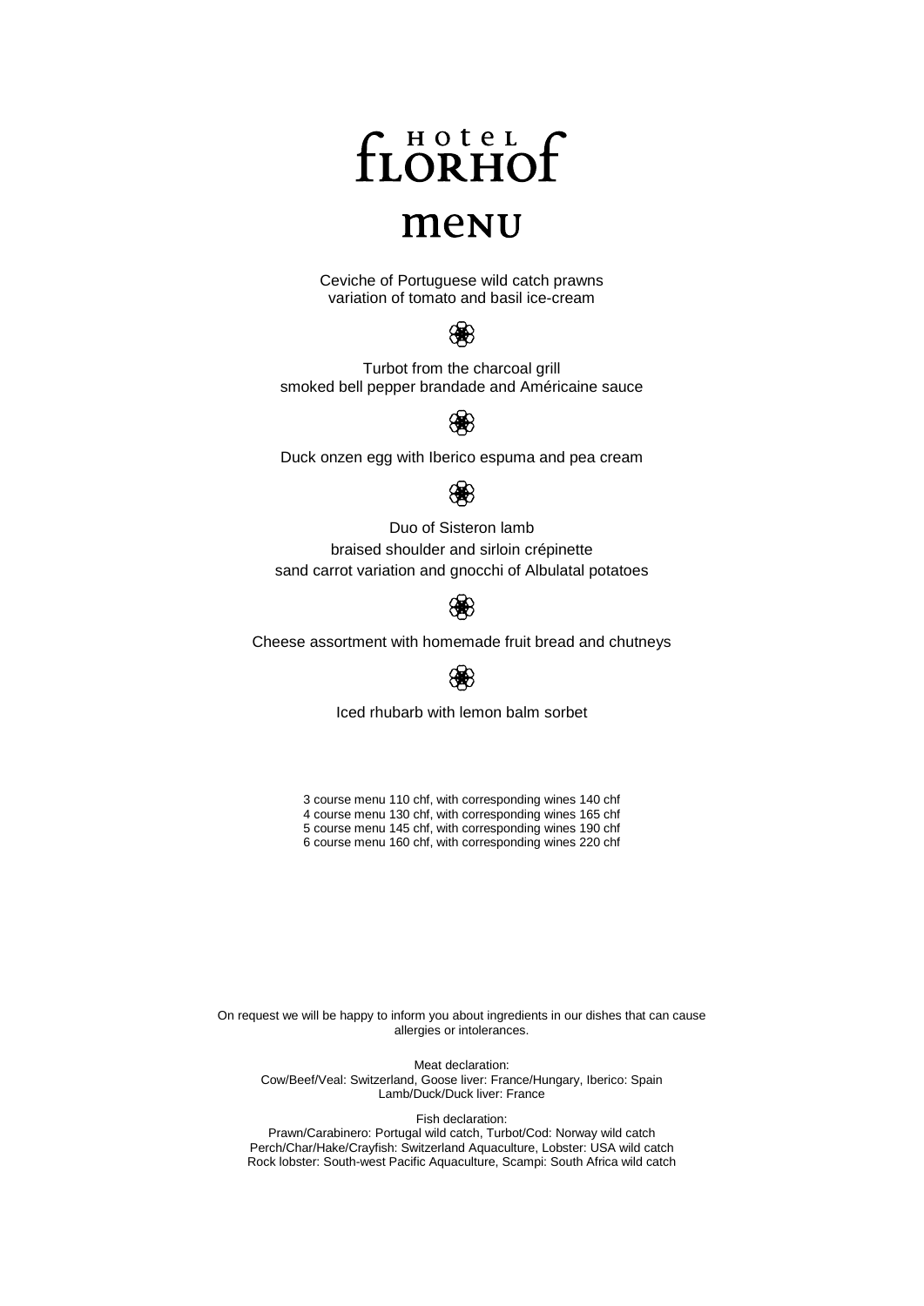# hotel florhof

## menu

Ceviche of Portuguese wild catch prawns
variation of tomato and basil ice-cream

❀

Turbot from the charcoal grill
smoked bell pepper brandade and Américaine sauce

❀

Duck onzen egg with Iberico espuma and pea cream

❀

Duo of Sisteron lamb
braised shoulder and sirloin crépinette
sand carrot variation and gnocchi of Albulatal potatoes

❀

Cheese assortment with homemade fruit bread and chutneys

❀

Iced rhubarb with lemon balm sorbet

3 course menu 110 chf, with corresponding wines 140 chf
4 course menu 130 chf, with corresponding wines 165 chf
5 course menu 145 chf, with corresponding wines 190 chf
6 course menu 160 chf, with corresponding wines 220 chf

On request we will be happy to inform you about ingredients in our dishes that can cause allergies or intolerances.

Meat declaration:
Cow/Beef/Veal: Switzerland, Goose liver: France/Hungary, Iberico: Spain
Lamb/Duck/Duck liver: France

Fish declaration:
Prawn/Carabinero: Portugal wild catch, Turbot/Cod: Norway wild catch
Perch/Char/Hake/Crayfish: Switzerland Aquaculture, Lobster: USA wild catch
Rock lobster: South-west Pacific Aquaculture, Scampi: South Africa wild catch